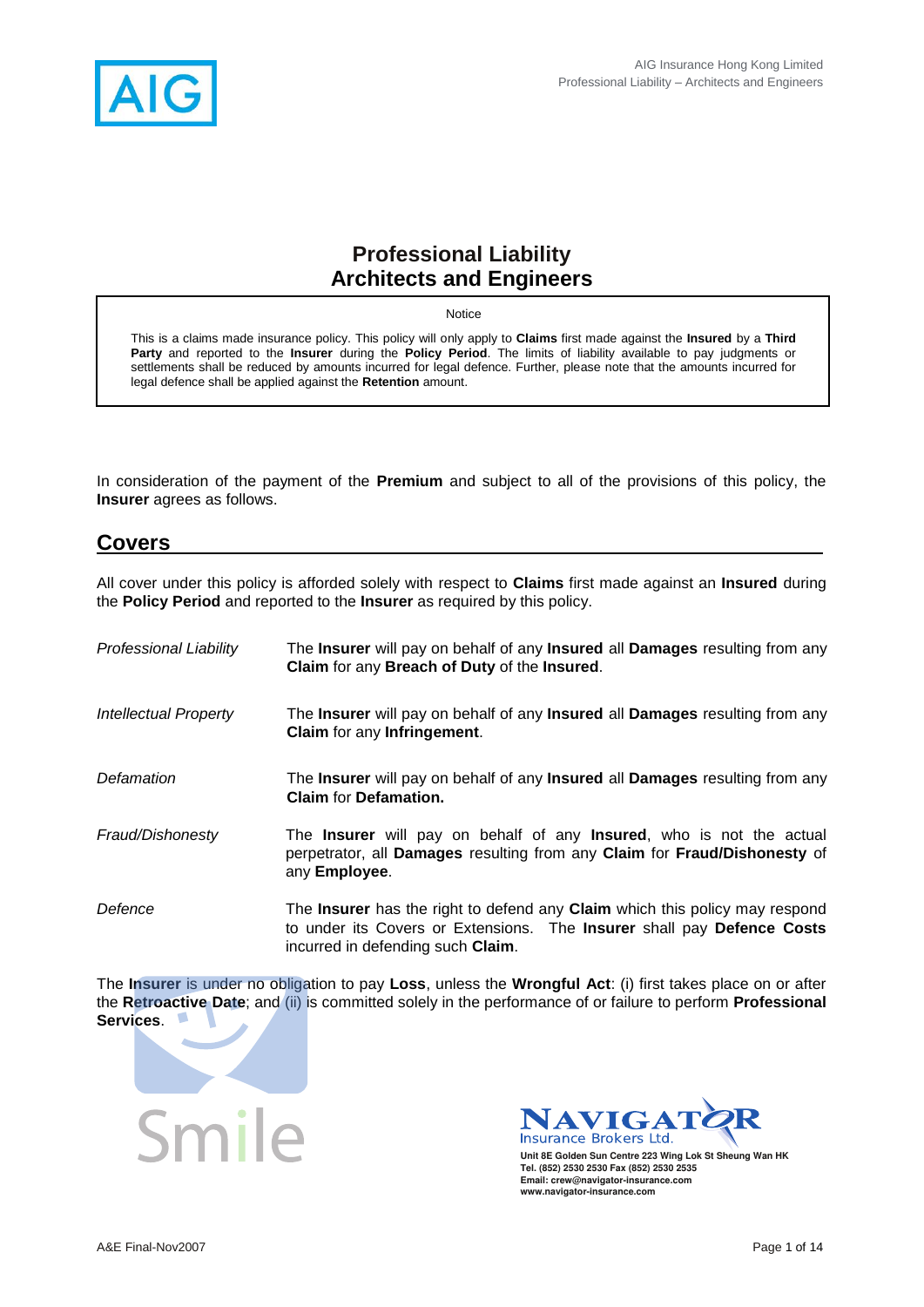# Professional Liability
# Architects and Engineers

> Notice
>
> This is a claims made insurance policy. This policy will only apply to **Claims** first made against the **Insured** by a **Third Party** and reported to the **Insurer** during the **Policy Period**. The limits of liability available to pay judgments or settlements shall be reduced by amounts incurred for legal defence. Further, please note that the amounts incurred for legal defence shall be applied against the **Retention** amount.

In consideration of the payment of the **Premium** and subject to all of the provisions of this policy, the **Insurer** agrees as follows.

## Covers

All cover under this policy is afforded solely with respect to **Claims** first made against an **Insured** during the **Policy Period** and reported to the **Insurer** as required by this policy.

*Professional Liability* — The **Insurer** will pay on behalf of any **Insured** all **Damages** resulting from any **Claim** for any **Breach of Duty** of the **Insured**.

*Intellectual Property* — The **Insurer** will pay on behalf of any **Insured** all **Damages** resulting from any **Claim** for any **Infringement**.

*Defamation* — The **Insurer** will pay on behalf of any **Insured** all **Damages** resulting from any **Claim** for **Defamation.**

*Fraud/Dishonesty* — The **Insurer** will pay on behalf of any **Insured**, who is not the actual perpetrator, all **Damages** resulting from any **Claim** for **Fraud/Dishonesty** of any **Employee**.

*Defence* — The **Insurer** has the right to defend any **Claim** which this policy may respond to under its Covers or Extensions. The **Insurer** shall pay **Defence Costs** incurred in defending such **Claim**.

The **Insurer** is under no obligation to pay **Loss**, unless the **Wrongful Act**: (i) first takes place on or after the **Retroactive Date**; and (ii) is committed solely in the performance of or failure to perform **Professional Services**.

Navigator Insurance Brokers Ltd.
Unit 8E Golden Sun Centre 223 Wing Lok St Sheung Wan HK
Tel. (852) 2530 2530 Fax (852) 2530 2535
Email: crew@navigator-insurance.com
www.navigator-insurance.com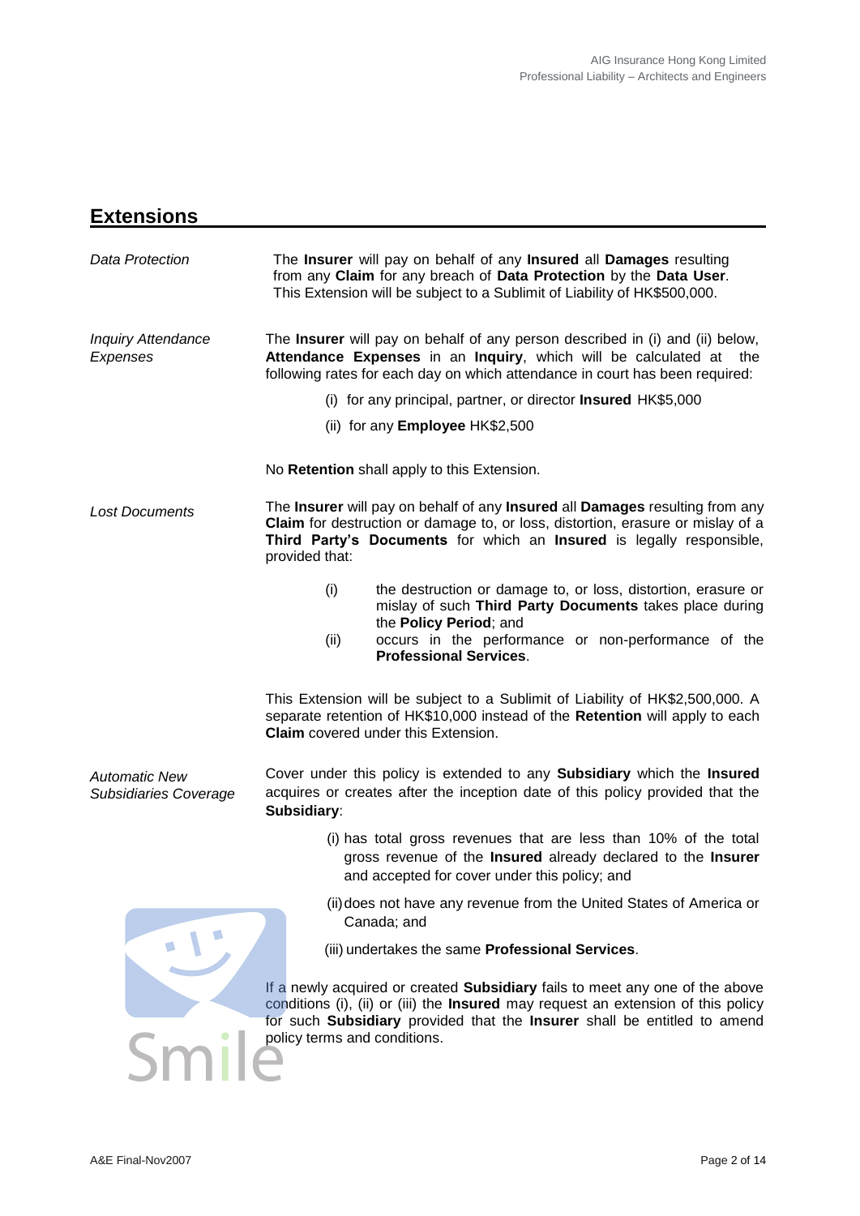## Extensions

*Data Protection*

The **Insurer** will pay on behalf of any **Insured** all **Damages** resulting from any **Claim** for any breach of **Data Protection** by the **Data User**. This Extension will be subject to a Sublimit of Liability of HK$500,000.

*Inquiry Attendance Expenses*

The **Insurer** will pay on behalf of any person described in (i) and (ii) below, **Attendance Expenses** in an **Inquiry**, which will be calculated at the following rates for each day on which attendance in court has been required:

(i) for any principal, partner, or director **Insured** HK$5,000

(ii) for any **Employee** HK$2,500

No **Retention** shall apply to this Extension.

*Lost Documents*

The **Insurer** will pay on behalf of any **Insured** all **Damages** resulting from any **Claim** for destruction or damage to, or loss, distortion, erasure or mislay of a **Third Party's Documents** for which an **Insured** is legally responsible, provided that:

(i) the destruction or damage to, or loss, distortion, erasure or mislay of such **Third Party Documents** takes place during the **Policy Period**; and

(ii) occurs in the performance or non-performance of the **Professional Services**.

This Extension will be subject to a Sublimit of Liability of HK$2,500,000. A separate retention of HK$10,000 instead of the **Retention** will apply to each **Claim** covered under this Extension.

*Automatic New Subsidiaries Coverage*

Cover under this policy is extended to any **Subsidiary** which the **Insured** acquires or creates after the inception date of this policy provided that the **Subsidiary**:

(i) has total gross revenues that are less than 10% of the total gross revenue of the **Insured** already declared to the **Insurer** and accepted for cover under this policy; and

(ii) does not have any revenue from the United States of America or Canada; and

(iii) undertakes the same **Professional Services**.

If a newly acquired or created **Subsidiary** fails to meet any one of the above conditions (i), (ii) or (iii) the **Insured** may request an extension of this policy for such **Subsidiary** provided that the **Insurer** shall be entitled to amend policy terms and conditions.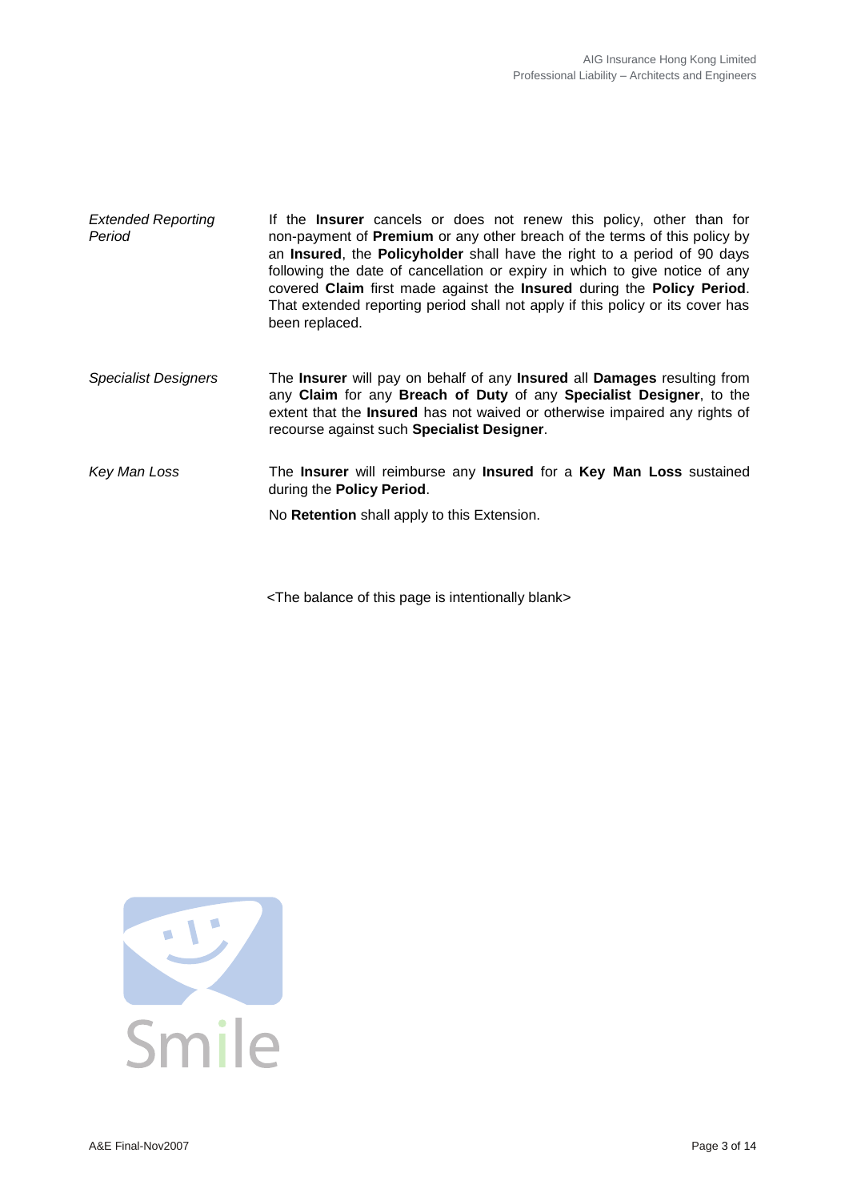*Extended Reporting Period*

If the **Insurer** cancels or does not renew this policy, other than for non-payment of **Premium** or any other breach of the terms of this policy by an **Insured**, the **Policyholder** shall have the right to a period of 90 days following the date of cancellation or expiry in which to give notice of any covered **Claim** first made against the **Insured** during the **Policy Period**. That extended reporting period shall not apply if this policy or its cover has been replaced.

*Specialist Designers*

The **Insurer** will pay on behalf of any **Insured** all **Damages** resulting from any **Claim** for any **Breach of Duty** of any **Specialist Designer**, to the extent that the **Insured** has not waived or otherwise impaired any rights of recourse against such **Specialist Designer**.

*Key Man Loss*

The **Insurer** will reimburse any **Insured** for a **Key Man Loss** sustained during the **Policy Period**.

No **Retention** shall apply to this Extension.

<The balance of this page is intentionally blank>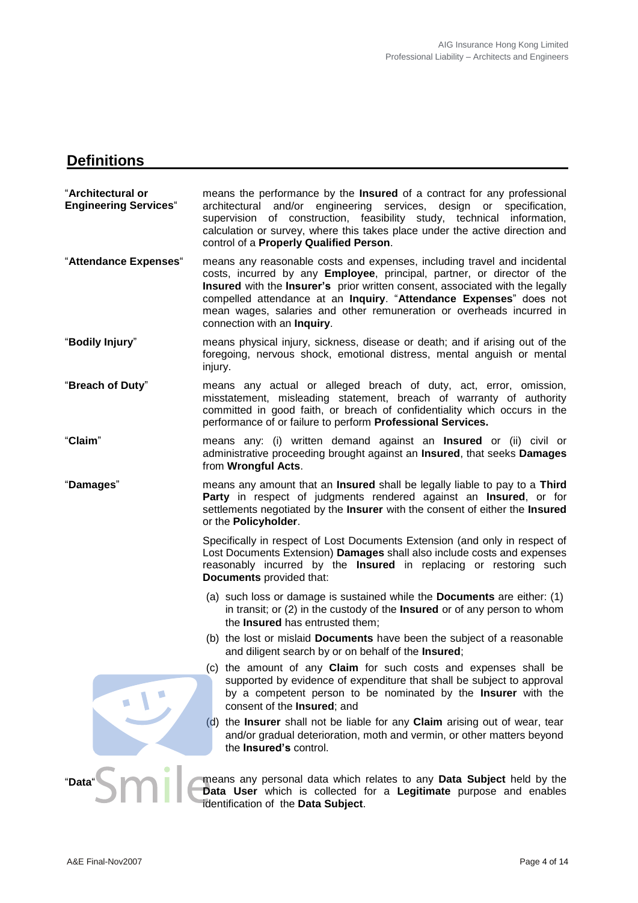## Definitions

"**Architectural or Engineering Services**" means the performance by the **Insured** of a contract for any professional architectural and/or engineering services, design or specification, supervision of construction, feasibility study, technical information, calculation or survey, where this takes place under the active direction and control of a **Properly Qualified Person**.

"**Attendance Expenses**" means any reasonable costs and expenses, including travel and incidental costs, incurred by any **Employee**, principal, partner, or director of the **Insured** with the **Insurer's** prior written consent, associated with the legally compelled attendance at an **Inquiry**. "**Attendance Expenses**" does not mean wages, salaries and other remuneration or overheads incurred in connection with an **Inquiry**.

"**Bodily Injury**" means physical injury, sickness, disease or death; and if arising out of the foregoing, nervous shock, emotional distress, mental anguish or mental injury.

"**Breach of Duty**" means any actual or alleged breach of duty, act, error, omission, misstatement, misleading statement, breach of warranty of authority committed in good faith, or breach of confidentiality which occurs in the performance of or failure to perform **Professional Services.**

"**Claim**" means any: (i) written demand against an **Insured** or (ii) civil or administrative proceeding brought against an **Insured**, that seeks **Damages** from **Wrongful Acts**.

"**Damages**" means any amount that an **Insured** shall be legally liable to pay to a **Third Party** in respect of judgments rendered against an **Insured**, or for settlements negotiated by the **Insurer** with the consent of either the **Insured** or the **Policyholder**.

Specifically in respect of Lost Documents Extension (and only in respect of Lost Documents Extension) **Damages** shall also include costs and expenses reasonably incurred by the **Insured** in replacing or restoring such **Documents** provided that:

(a) such loss or damage is sustained while the **Documents** are either: (1) in transit; or (2) in the custody of the **Insured** or of any person to whom the **Insured** has entrusted them;

(b) the lost or mislaid **Documents** have been the subject of a reasonable and diligent search by or on behalf of the **Insured**;

(c) the amount of any **Claim** for such costs and expenses shall be supported by evidence of expenditure that shall be subject to approval by a competent person to be nominated by the **Insurer** with the consent of the **Insured**; and

(d) the **Insurer** shall not be liable for any **Claim** arising out of wear, tear and/or gradual deterioration, moth and vermin, or other matters beyond the **Insured's** control.

"**Data**" means any personal data which relates to any **Data Subject** held by the **Data User** which is collected for a **Legitimate** purpose and enables identification of the **Data Subject**.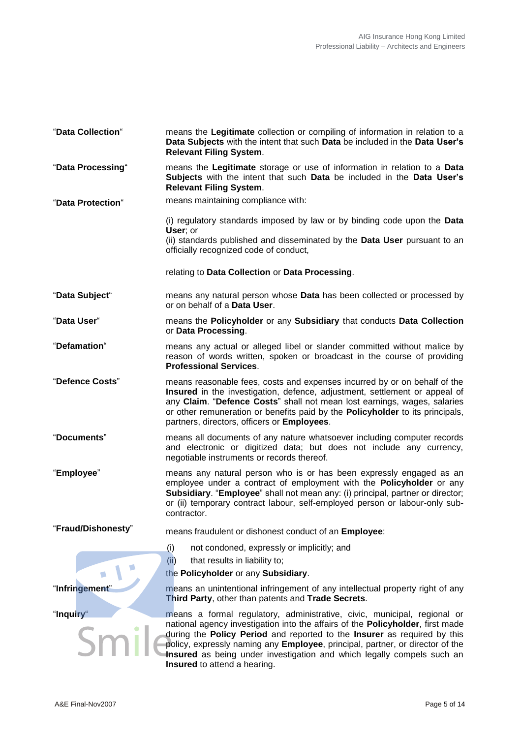"**Data Collection**" means the **Legitimate** collection or compiling of information in relation to a **Data Subjects** with the intent that such **Data** be included in the **Data User's Relevant Filing System**.

"**Data Processing**" means the **Legitimate** storage or use of information in relation to a **Data Subjects** with the intent that such **Data** be included in the **Data User's Relevant Filing System**.

"**Data Protection**" means maintaining compliance with:

(i) regulatory standards imposed by law or by binding code upon the **Data User**; or
(ii) standards published and disseminated by the **Data User** pursuant to an officially recognized code of conduct,

relating to **Data Collection** or **Data Processing**.

"**Data Subject**" means any natural person whose **Data** has been collected or processed by or on behalf of a **Data User**.

"**Data User**" means the **Policyholder** or any **Subsidiary** that conducts **Data Collection** or **Data Processing**.

"**Defamation**" means any actual or alleged libel or slander committed without malice by reason of words written, spoken or broadcast in the course of providing **Professional Services**.

"**Defence Costs**" means reasonable fees, costs and expenses incurred by or on behalf of the **Insured** in the investigation, defence, adjustment, settlement or appeal of any **Claim**. "**Defence Costs**" shall not mean lost earnings, wages, salaries or other remuneration or benefits paid by the **Policyholder** to its principals, partners, directors, officers or **Employees**.

"**Documents**" means all documents of any nature whatsoever including computer records and electronic or digitized data; but does not include any currency, negotiable instruments or records thereof.

"**Employee**" means any natural person who is or has been expressly engaged as an employee under a contract of employment with the **Policyholder** or any **Subsidiary**. "**Employee**" shall not mean any: (i) principal, partner or director; or (ii) temporary contract labour, self-employed person or labour-only sub-contractor.

"**Fraud/Dishonesty**" means fraudulent or dishonest conduct of an **Employee**:

(i) not condoned, expressly or implicitly; and
(ii) that results in liability to;

the **Policyholder** or any **Subsidiary**.

"**Infringement**" means an unintentional infringement of any intellectual property right of any **Third Party**, other than patents and **Trade Secrets**.

"**Inquiry**" means a formal regulatory, administrative, civic, municipal, regional or national agency investigation into the affairs of the **Policyholder**, first made during the **Policy Period** and reported to the **Insurer** as required by this policy, expressly naming any **Employee**, principal, partner, or director of the **Insured** as being under investigation and which legally compels such an **Insured** to attend a hearing.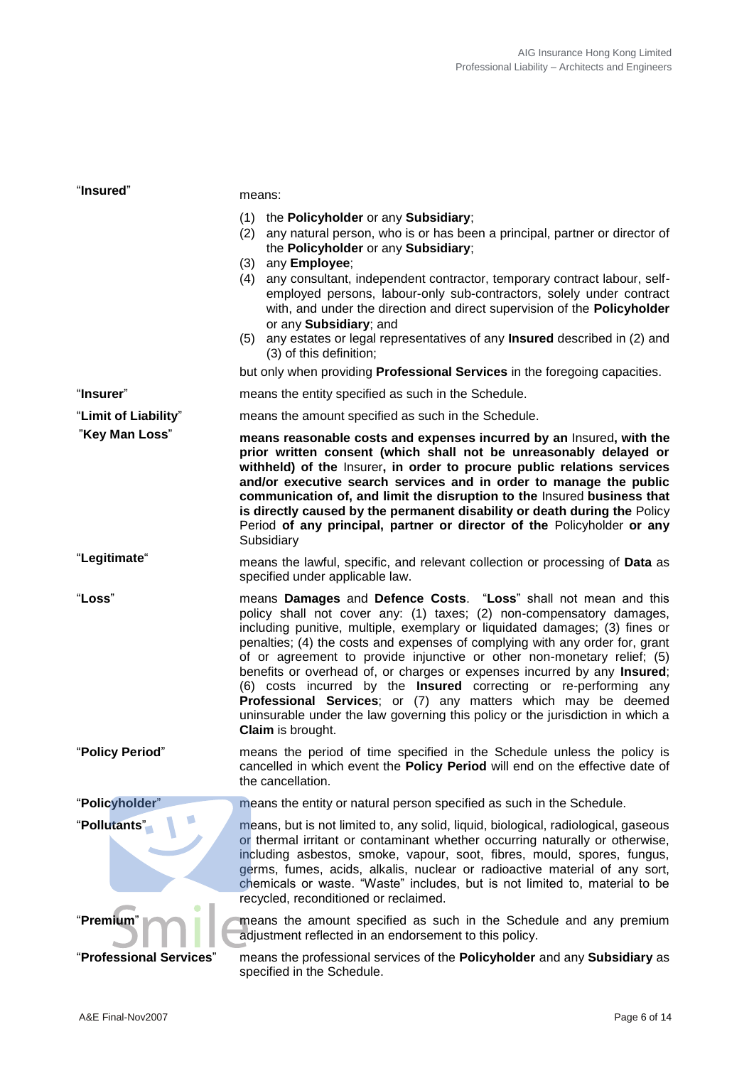"**Insured**" means:

(1) the **Policyholder** or any **Subsidiary**;
(2) any natural person, who is or has been a principal, partner or director of the **Policyholder** or any **Subsidiary**;
(3) any **Employee**;
(4) any consultant, independent contractor, temporary contract labour, self-employed persons, labour-only sub-contractors, solely under contract with, and under the direction and direct supervision of the **Policyholder** or any **Subsidiary**; and
(5) any estates or legal representatives of any **Insured** described in (2) and (3) of this definition;

but only when providing **Professional Services** in the foregoing capacities.

"**Insurer**" means the entity specified as such in the Schedule.

"**Limit of Liability**" means the amount specified as such in the Schedule.

"**Key Man Loss**" **means reasonable costs and expenses incurred by an** Insured**, with the prior written consent (which shall not be unreasonably delayed or withheld) of the** Insurer**, in order to procure public relations services and/or executive search services and in order to manage the public communication of, and limit the disruption to the** Insured **business that is directly caused by the permanent disability or death during the** Policy Period **of any principal, partner or director of the** Policyholder **or any** Subsidiary

"**Legitimate**" means the lawful, specific, and relevant collection or processing of **Data** as specified under applicable law.

"**Loss**" means **Damages** and **Defence Costs**. "**Loss**" shall not mean and this policy shall not cover any: (1) taxes; (2) non-compensatory damages, including punitive, multiple, exemplary or liquidated damages; (3) fines or penalties; (4) the costs and expenses of complying with any order for, grant of or agreement to provide injunctive or other non-monetary relief; (5) benefits or overhead of, or charges or expenses incurred by any **Insured**; (6) costs incurred by the **Insured** correcting or re-performing any **Professional Services**; or (7) any matters which may be deemed uninsurable under the law governing this policy or the jurisdiction in which a **Claim** is brought.

"**Policy Period**" means the period of time specified in the Schedule unless the policy is cancelled in which event the **Policy Period** will end on the effective date of the cancellation.

"**Policyholder**" means the entity or natural person specified as such in the Schedule.

"**Pollutants**" means, but is not limited to, any solid, liquid, biological, radiological, gaseous or thermal irritant or contaminant whether occurring naturally or otherwise, including asbestos, smoke, vapour, soot, fibres, mould, spores, fungus, germs, fumes, acids, alkalis, nuclear or radioactive material of any sort, chemicals or waste. "Waste" includes, but is not limited to, material to be recycled, reconditioned or reclaimed.

"**Premium**" means the amount specified as such in the Schedule and any premium adjustment reflected in an endorsement to this policy.

"**Professional Services**" means the professional services of the **Policyholder** and any **Subsidiary** as specified in the Schedule.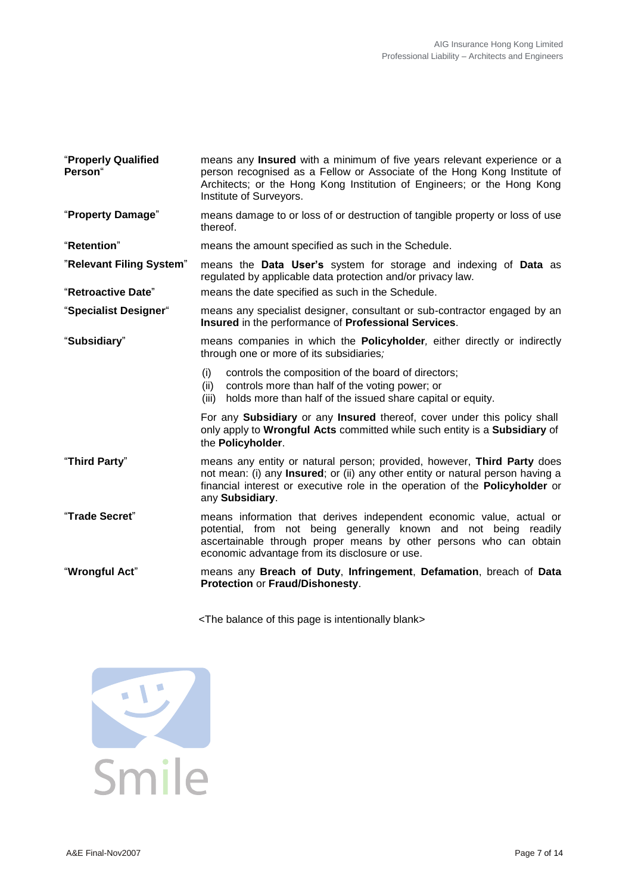"**Properly Qualified Person**" means any **Insured** with a minimum of five years relevant experience or a person recognised as a Fellow or Associate of the Hong Kong Institute of Architects; or the Hong Kong Institution of Engineers; or the Hong Kong Institute of Surveyors.

"**Property Damage**" means damage to or loss of or destruction of tangible property or loss of use thereof.

"**Retention**" means the amount specified as such in the Schedule.

"**Relevant Filing System**" means the **Data User's** system for storage and indexing of **Data** as regulated by applicable data protection and/or privacy law.

"**Retroactive Date**" means the date specified as such in the Schedule.

"**Specialist Designer**" means any specialist designer, consultant or sub-contractor engaged by an **Insured** in the performance of **Professional Services**.

"**Subsidiary**" means companies in which the **Policyholder**, either directly or indirectly through one or more of its subsidiaries;

(i) controls the composition of the board of directors;
(ii) controls more than half of the voting power; or
(iii) holds more than half of the issued share capital or equity.

For any **Subsidiary** or any **Insured** thereof, cover under this policy shall only apply to **Wrongful Acts** committed while such entity is a **Subsidiary** of the **Policyholder**.

"**Third Party**" means any entity or natural person; provided, however, **Third Party** does not mean: (i) any **Insured**; or (ii) any other entity or natural person having a financial interest or executive role in the operation of the **Policyholder** or any **Subsidiary**.

"**Trade Secret**" means information that derives independent economic value, actual or potential, from not being generally known and not being readily ascertainable through proper means by other persons who can obtain economic advantage from its disclosure or use.

"**Wrongful Act**" means any **Breach of Duty**, **Infringement**, **Defamation**, breach of **Data Protection** or **Fraud/Dishonesty**.

<The balance of this page is intentionally blank>

Smile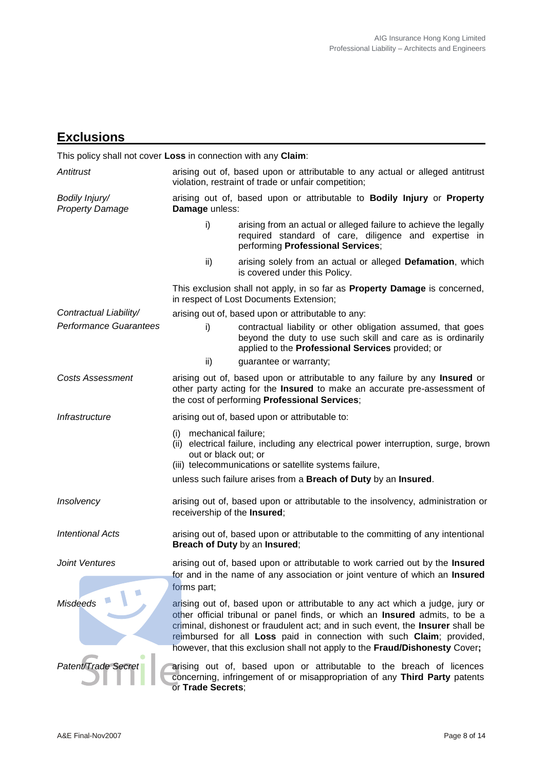## Exclusions

This policy shall not cover **Loss** in connection with any **Claim**:

*Antitrust*

arising out of, based upon or attributable to any actual or alleged antitrust violation, restraint of trade or unfair competition;

*Bodily Injury/ Property Damage*

arising out of, based upon or attributable to **Bodily Injury** or **Property Damage** unless:

i) arising from an actual or alleged failure to achieve the legally required standard of care, diligence and expertise in performing **Professional Services**;

ii) arising solely from an actual or alleged **Defamation**, which is covered under this Policy.

This exclusion shall not apply, in so far as **Property Damage** is concerned, in respect of Lost Documents Extension;

*Contractual Liability/ Performance Guarantees*

arising out of, based upon or attributable to any:

i) contractual liability or other obligation assumed, that goes beyond the duty to use such skill and care as is ordinarily applied to the **Professional Services** provided; or

ii) guarantee or warranty;

*Costs Assessment*

arising out of, based upon or attributable to any failure by any **Insured** or other party acting for the **Insured** to make an accurate pre-assessment of the cost of performing **Professional Services**;

*Infrastructure*

arising out of, based upon or attributable to:

(i) mechanical failure;
(ii) electrical failure, including any electrical power interruption, surge, brown out or black out; or
(iii) telecommunications or satellite systems failure,

unless such failure arises from a **Breach of Duty** by an **Insured**.

*Insolvency*

arising out of, based upon or attributable to the insolvency, administration or receivership of the **Insured**;

*Intentional Acts*

arising out of, based upon or attributable to the committing of any intentional **Breach of Duty** by an **Insured**;

*Joint Ventures*

arising out of, based upon or attributable to work carried out by the **Insured** for and in the name of any association or joint venture of which an **Insured** forms part;

*Misdeeds*

arising out of, based upon or attributable to any act which a judge, jury or other official tribunal or panel finds, or which an **Insured** admits, to be a criminal, dishonest or fraudulent act; and in such event, the **Insurer** shall be reimbursed for all **Loss** paid in connection with such **Claim**; provided, however, that this exclusion shall not apply to the **Fraud/Dishonesty** Cover**;**

*Patent/Trade Secret*

arising out of, based upon or attributable to the breach of licences concerning, infringement of or misappropriation of any **Third Party** patents or **Trade Secrets**;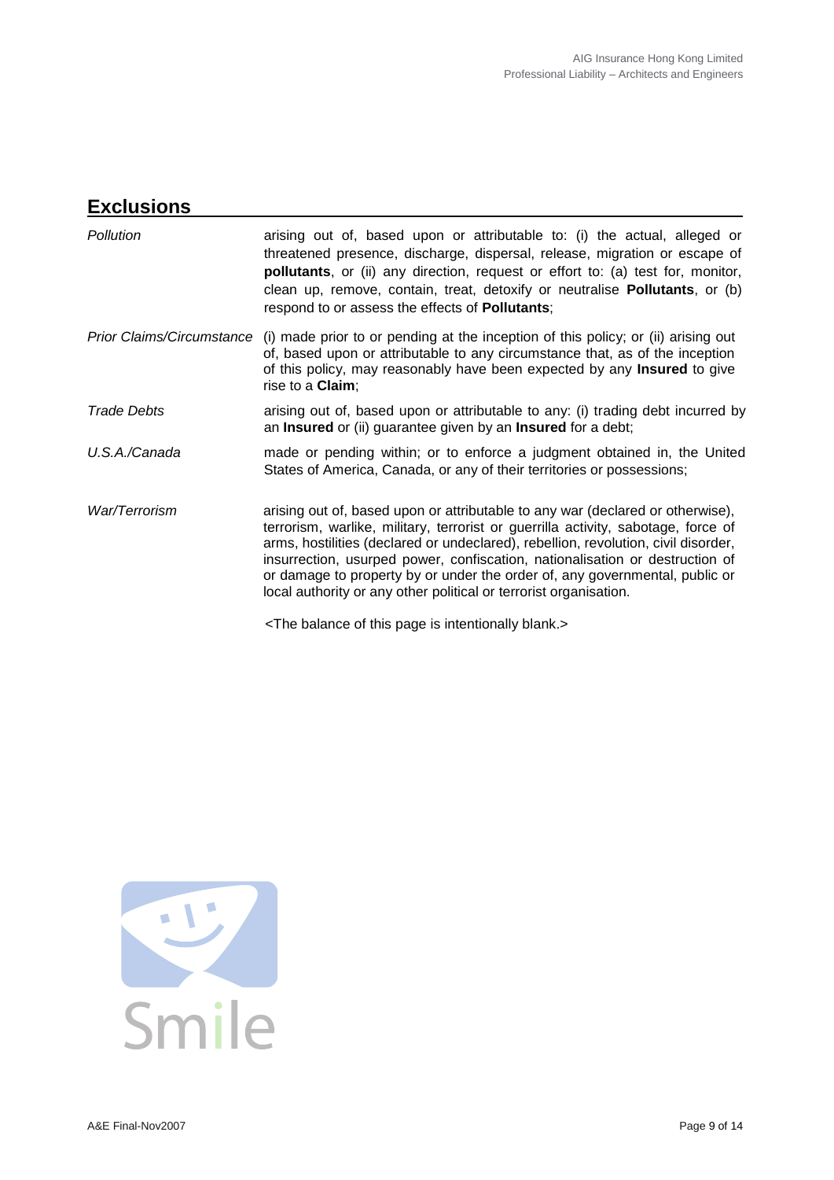## Exclusions

| | |
|---|---|
| *Pollution* | arising out of, based upon or attributable to: (i) the actual, alleged or threatened presence, discharge, dispersal, release, migration or escape of **pollutants**, or (ii) any direction, request or effort to: (a) test for, monitor, clean up, remove, contain, treat, detoxify or neutralise **Pollutants**, or (b) respond to or assess the effects of **Pollutants**; |
| *Prior Claims/Circumstance* | (i) made prior to or pending at the inception of this policy; or (ii) arising out of, based upon or attributable to any circumstance that, as of the inception of this policy, may reasonably have been expected by any **Insured** to give rise to a **Claim**; |
| *Trade Debts* | arising out of, based upon or attributable to any: (i) trading debt incurred by an **Insured** or (ii) guarantee given by an **Insured** for a debt; |
| *U.S.A./Canada* | made or pending within; or to enforce a judgment obtained in, the United States of America, Canada, or any of their territories or possessions; |
| *War/Terrorism* | arising out of, based upon or attributable to any war (declared or otherwise), terrorism, warlike, military, terrorist or guerrilla activity, sabotage, force of arms, hostilities (declared or undeclared), rebellion, revolution, civil disorder, insurrection, usurped power, confiscation, nationalisation or destruction of or damage to property by or under the order of, any governmental, public or local authority or any other political or terrorist organisation. |

<The balance of this page is intentionally blank.>

Smile

A&E Final-Nov2007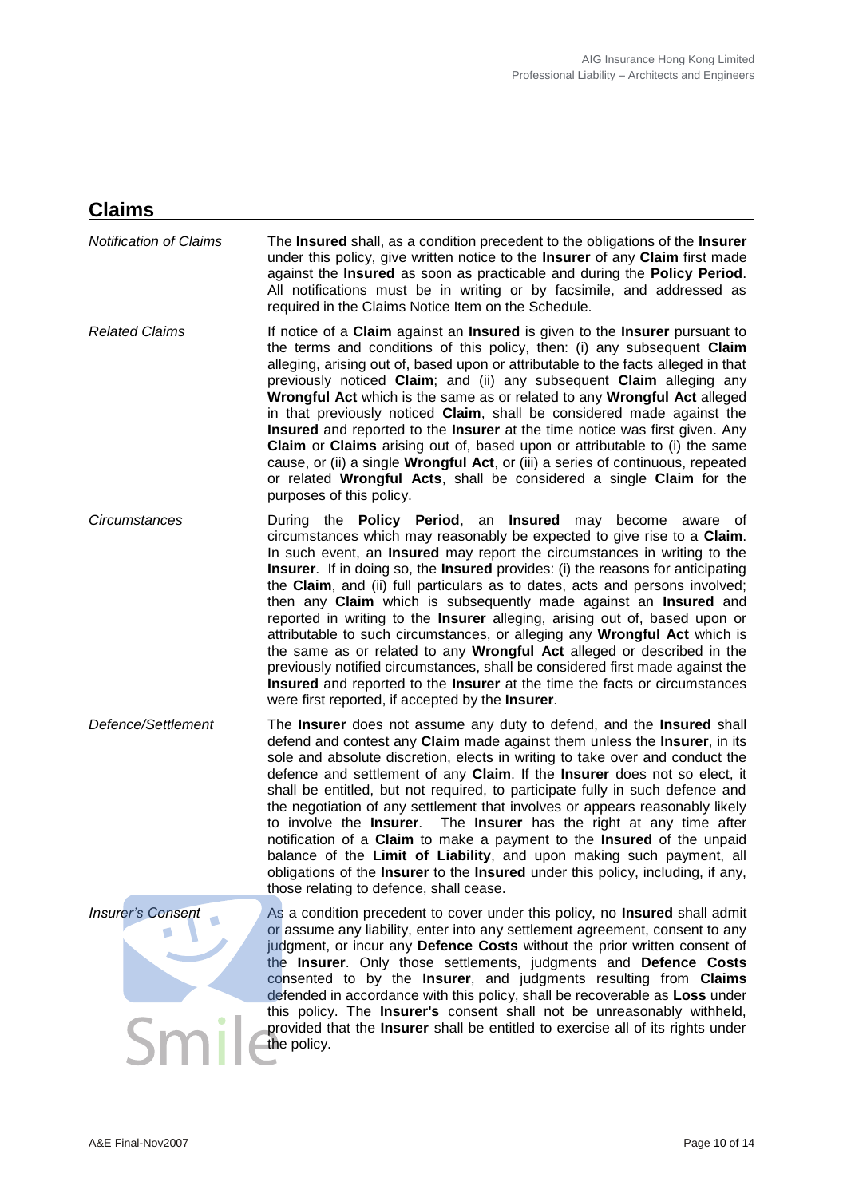## Claims

*Notification of Claims*

The **Insured** shall, as a condition precedent to the obligations of the **Insurer** under this policy, give written notice to the **Insurer** of any **Claim** first made against the **Insured** as soon as practicable and during the **Policy Period**. All notifications must be in writing or by facsimile, and addressed as required in the Claims Notice Item on the Schedule.

*Related Claims*

If notice of a **Claim** against an **Insured** is given to the **Insurer** pursuant to the terms and conditions of this policy, then: (i) any subsequent **Claim** alleging, arising out of, based upon or attributable to the facts alleged in that previously noticed **Claim**; and (ii) any subsequent **Claim** alleging any **Wrongful Act** which is the same as or related to any **Wrongful Act** alleged in that previously noticed **Claim**, shall be considered made against the **Insured** and reported to the **Insurer** at the time notice was first given. Any **Claim** or **Claims** arising out of, based upon or attributable to (i) the same cause, or (ii) a single **Wrongful Act**, or (iii) a series of continuous, repeated or related **Wrongful Acts**, shall be considered a single **Claim** for the purposes of this policy.

*Circumstances*

During the **Policy Period**, an **Insured** may become aware of circumstances which may reasonably be expected to give rise to a **Claim**. In such event, an **Insured** may report the circumstances in writing to the **Insurer**. If in doing so, the **Insured** provides: (i) the reasons for anticipating the **Claim**, and (ii) full particulars as to dates, acts and persons involved; then any **Claim** which is subsequently made against an **Insured** and reported in writing to the **Insurer** alleging, arising out of, based upon or attributable to such circumstances, or alleging any **Wrongful Act** which is the same as or related to any **Wrongful Act** alleged or described in the previously notified circumstances, shall be considered first made against the **Insured** and reported to the **Insurer** at the time the facts or circumstances were first reported, if accepted by the **Insurer**.

*Defence/Settlement*

The **Insurer** does not assume any duty to defend, and the **Insured** shall defend and contest any **Claim** made against them unless the **Insurer**, in its sole and absolute discretion, elects in writing to take over and conduct the defence and settlement of any **Claim**. If the **Insurer** does not so elect, it shall be entitled, but not required, to participate fully in such defence and the negotiation of any settlement that involves or appears reasonably likely to involve the **Insurer**. The **Insurer** has the right at any time after notification of a **Claim** to make a payment to the **Insured** of the unpaid balance of the **Limit of Liability**, and upon making such payment, all obligations of the **Insurer** to the **Insured** under this policy, including, if any, those relating to defence, shall cease.

*Insurer's Consent*

As a condition precedent to cover under this policy, no **Insured** shall admit or assume any liability, enter into any settlement agreement, consent to any judgment, or incur any **Defence Costs** without the prior written consent of the **Insurer**. Only those settlements, judgments and **Defence Costs** consented to by the **Insurer**, and judgments resulting from **Claims** defended in accordance with this policy, shall be recoverable as **Loss** under this policy. The **Insurer's** consent shall not be unreasonably withheld, provided that the **Insurer** shall be entitled to exercise all of its rights under the policy.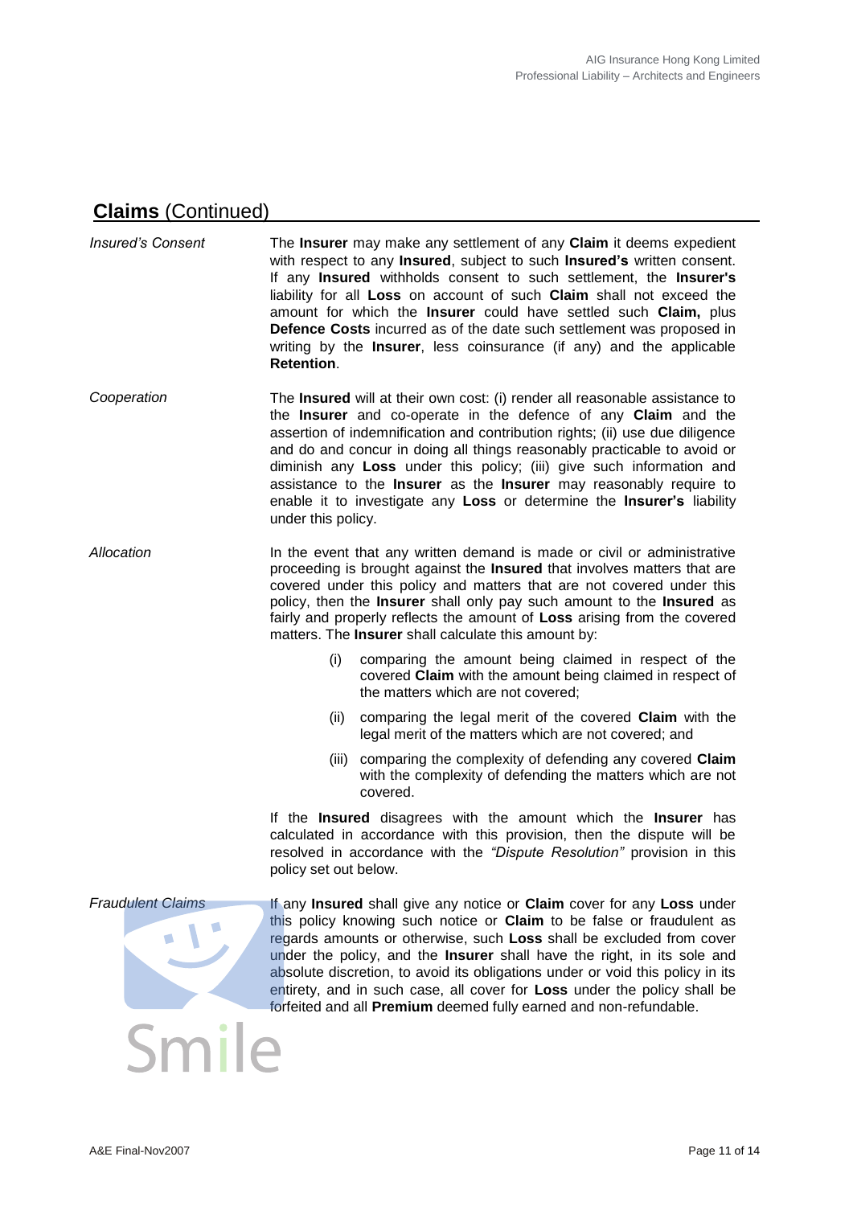## **Claims** (Continued)

*Insured's Consent*

The **Insurer** may make any settlement of any **Claim** it deems expedient with respect to any **Insured**, subject to such **Insured's** written consent. If any **Insured** withholds consent to such settlement, the **Insurer's** liability for all **Loss** on account of such **Claim** shall not exceed the amount for which the **Insurer** could have settled such **Claim,** plus **Defence Costs** incurred as of the date such settlement was proposed in writing by the **Insurer**, less coinsurance (if any) and the applicable **Retention**.

*Cooperation*

The **Insured** will at their own cost: (i) render all reasonable assistance to the **Insurer** and co-operate in the defence of any **Claim** and the assertion of indemnification and contribution rights; (ii) use due diligence and do and concur in doing all things reasonably practicable to avoid or diminish any **Loss** under this policy; (iii) give such information and assistance to the **Insurer** as the **Insurer** may reasonably require to enable it to investigate any **Loss** or determine the **Insurer's** liability under this policy.

*Allocation*

In the event that any written demand is made or civil or administrative proceeding is brought against the **Insured** that involves matters that are covered under this policy and matters that are not covered under this policy, then the **Insurer** shall only pay such amount to the **Insured** as fairly and properly reflects the amount of **Loss** arising from the covered matters. The **Insurer** shall calculate this amount by:

(i) comparing the amount being claimed in respect of the covered **Claim** with the amount being claimed in respect of the matters which are not covered;

(ii) comparing the legal merit of the covered **Claim** with the legal merit of the matters which are not covered; and

(iii) comparing the complexity of defending any covered **Claim** with the complexity of defending the matters which are not covered.

If the **Insured** disagrees with the amount which the **Insurer** has calculated in accordance with this provision, then the dispute will be resolved in accordance with the *"Dispute Resolution"* provision in this policy set out below.

*Fraudulent Claims*

If any **Insured** shall give any notice or **Claim** cover for any **Loss** under this policy knowing such notice or **Claim** to be false or fraudulent as regards amounts or otherwise, such **Loss** shall be excluded from cover under the policy, and the **Insurer** shall have the right, in its sole and absolute discretion, to avoid its obligations under or void this policy in its entirety, and in such case, all cover for **Loss** under the policy shall be forfeited and all **Premium** deemed fully earned and non-refundable.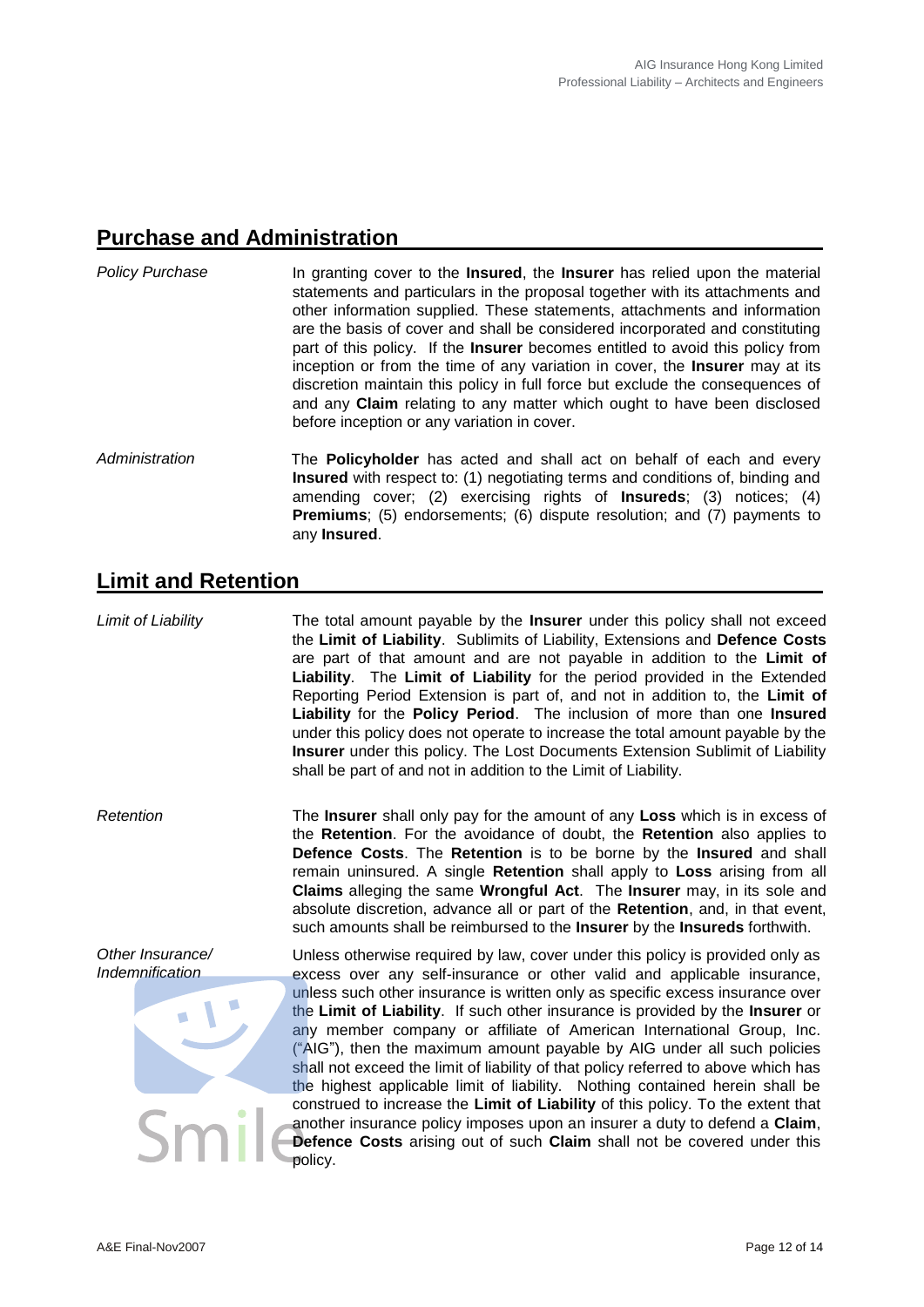## Purchase and Administration

*Policy Purchase*

In granting cover to the **Insured**, the **Insurer** has relied upon the material statements and particulars in the proposal together with its attachments and other information supplied. These statements, attachments and information are the basis of cover and shall be considered incorporated and constituting part of this policy. If the **Insurer** becomes entitled to avoid this policy from inception or from the time of any variation in cover, the **Insurer** may at its discretion maintain this policy in full force but exclude the consequences of and any **Claim** relating to any matter which ought to have been disclosed before inception or any variation in cover.

*Administration*

The **Policyholder** has acted and shall act on behalf of each and every **Insured** with respect to: (1) negotiating terms and conditions of, binding and amending cover; (2) exercising rights of **Insureds**; (3) notices; (4) **Premiums**; (5) endorsements; (6) dispute resolution; and (7) payments to any **Insured**.

## Limit and Retention

*Limit of Liability*

The total amount payable by the **Insurer** under this policy shall not exceed the **Limit of Liability**. Sublimits of Liability, Extensions and **Defence Costs** are part of that amount and are not payable in addition to the **Limit of Liability**. The **Limit of Liability** for the period provided in the Extended Reporting Period Extension is part of, and not in addition to, the **Limit of Liability** for the **Policy Period**. The inclusion of more than one **Insured** under this policy does not operate to increase the total amount payable by the **Insurer** under this policy. The Lost Documents Extension Sublimit of Liability shall be part of and not in addition to the Limit of Liability.

*Retention*

The **Insurer** shall only pay for the amount of any **Loss** which is in excess of the **Retention**. For the avoidance of doubt, the **Retention** also applies to **Defence Costs**. The **Retention** is to be borne by the **Insured** and shall remain uninsured. A single **Retention** shall apply to **Loss** arising from all **Claims** alleging the same **Wrongful Act**. The **Insurer** may, in its sole and absolute discretion, advance all or part of the **Retention**, and, in that event, such amounts shall be reimbursed to the **Insurer** by the **Insureds** forthwith.

*Other Insurance/ Indemnification*

Unless otherwise required by law, cover under this policy is provided only as excess over any self-insurance or other valid and applicable insurance, unless such other insurance is written only as specific excess insurance over the **Limit of Liability**. If such other insurance is provided by the **Insurer** or any member company or affiliate of American International Group, Inc. ("AIG"), then the maximum amount payable by AIG under all such policies shall not exceed the limit of liability of that policy referred to above which has the highest applicable limit of liability. Nothing contained herein shall be construed to increase the **Limit of Liability** of this policy. To the extent that another insurance policy imposes upon an insurer a duty to defend a **Claim**, **Defence Costs** arising out of such **Claim** shall not be covered under this policy.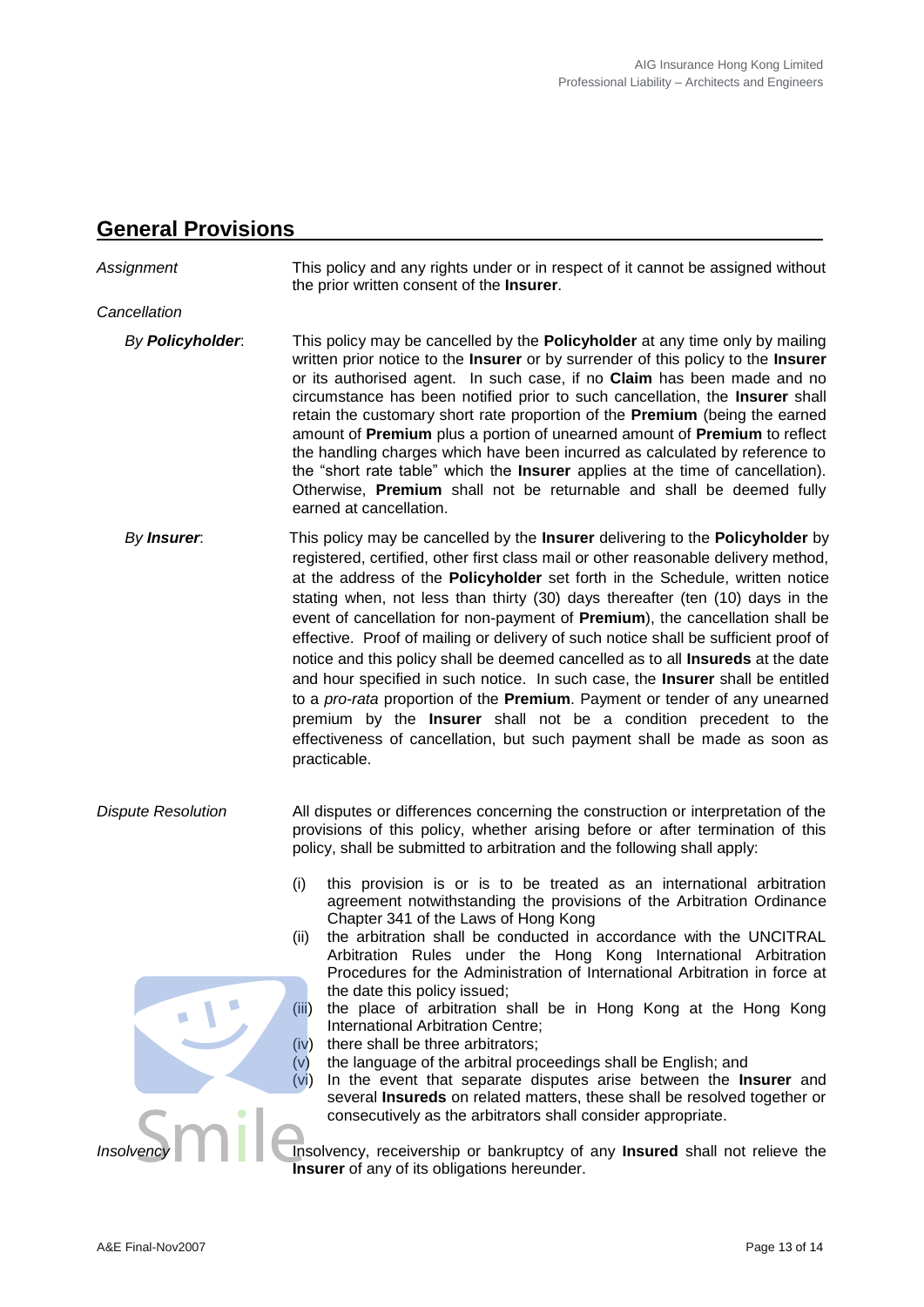## General Provisions

*Assignment*

This policy and any rights under or in respect of it cannot be assigned without the prior written consent of the **Insurer**.

*Cancellation*

*By **Policyholder***:

This policy may be cancelled by the **Policyholder** at any time only by mailing written prior notice to the **Insurer** or by surrender of this policy to the **Insurer** or its authorised agent. In such case, if no **Claim** has been made and no circumstance has been notified prior to such cancellation, the **Insurer** shall retain the customary short rate proportion of the **Premium** (being the earned amount of **Premium** plus a portion of unearned amount of **Premium** to reflect the handling charges which have been incurred as calculated by reference to the "short rate table" which the **Insurer** applies at the time of cancellation). Otherwise, **Premium** shall not be returnable and shall be deemed fully earned at cancellation.

*By **Insurer***:

This policy may be cancelled by the **Insurer** delivering to the **Policyholder** by registered, certified, other first class mail or other reasonable delivery method, at the address of the **Policyholder** set forth in the Schedule, written notice stating when, not less than thirty (30) days thereafter (ten (10) days in the event of cancellation for non-payment of **Premium**), the cancellation shall be effective. Proof of mailing or delivery of such notice shall be sufficient proof of notice and this policy shall be deemed cancelled as to all **Insureds** at the date and hour specified in such notice. In such case, the **Insurer** shall be entitled to a *pro-rata* proportion of the **Premium**. Payment or tender of any unearned premium by the **Insurer** shall not be a condition precedent to the effectiveness of cancellation, but such payment shall be made as soon as practicable.

*Dispute Resolution*

All disputes or differences concerning the construction or interpretation of the provisions of this policy, whether arising before or after termination of this policy, shall be submitted to arbitration and the following shall apply:

(i) this provision is or is to be treated as an international arbitration agreement notwithstanding the provisions of the Arbitration Ordinance Chapter 341 of the Laws of Hong Kong

(ii) the arbitration shall be conducted in accordance with the UNCITRAL Arbitration Rules under the Hong Kong International Arbitration Procedures for the Administration of International Arbitration in force at the date this policy issued;

(iii) the place of arbitration shall be in Hong Kong at the Hong Kong International Arbitration Centre;

(iv) there shall be three arbitrators;

(v) the language of the arbitral proceedings shall be English; and

(vi) In the event that separate disputes arise between the **Insurer** and several **Insureds** on related matters, these shall be resolved together or consecutively as the arbitrators shall consider appropriate.

*Insolvency*

Insolvency, receivership or bankruptcy of any **Insured** shall not relieve the **Insurer** of any of its obligations hereunder.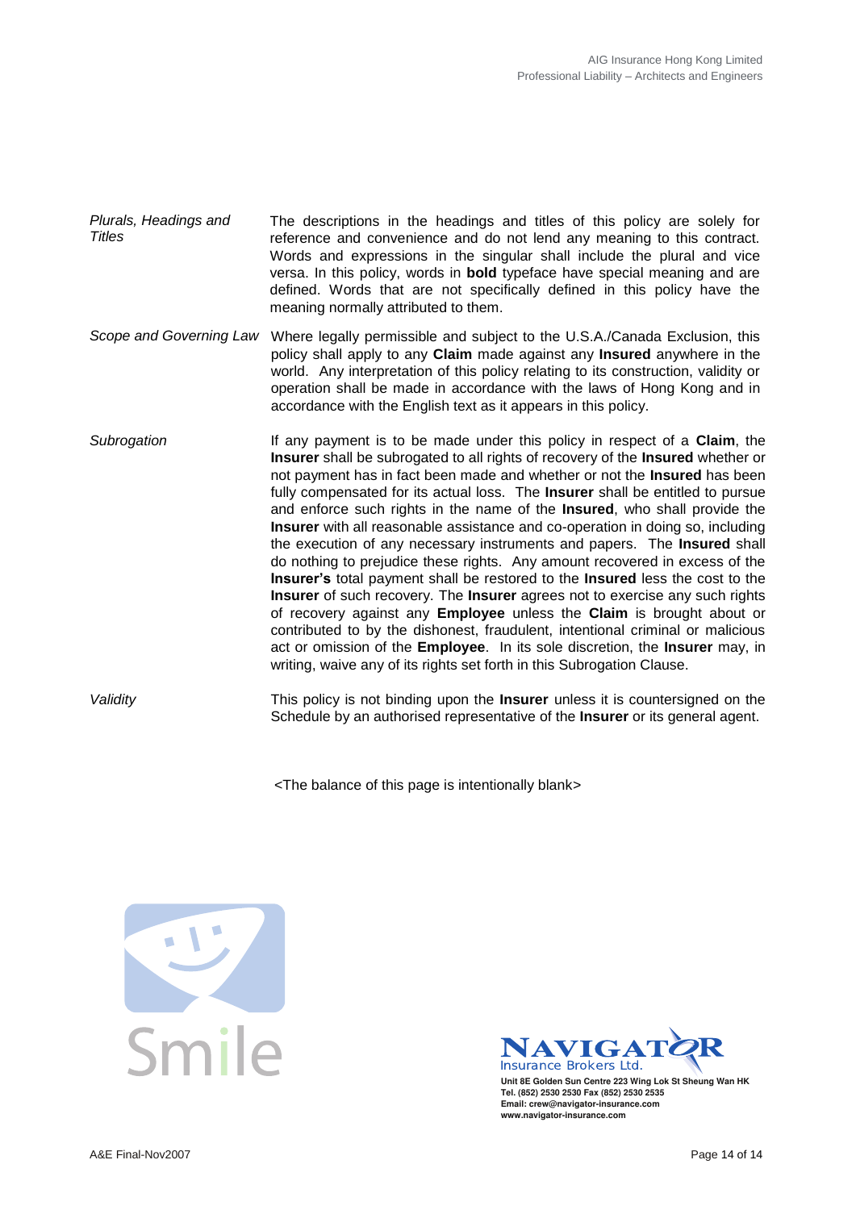*Plurals, Headings and Titles*

The descriptions in the headings and titles of this policy are solely for reference and convenience and do not lend any meaning to this contract. Words and expressions in the singular shall include the plural and vice versa. In this policy, words in **bold** typeface have special meaning and are defined. Words that are not specifically defined in this policy have the meaning normally attributed to them.

*Scope and Governing Law*

Where legally permissible and subject to the U.S.A./Canada Exclusion, this policy shall apply to any **Claim** made against any **Insured** anywhere in the world. Any interpretation of this policy relating to its construction, validity or operation shall be made in accordance with the laws of Hong Kong and in accordance with the English text as it appears in this policy.

*Subrogation*

If any payment is to be made under this policy in respect of a **Claim**, the **Insurer** shall be subrogated to all rights of recovery of the **Insured** whether or not payment has in fact been made and whether or not the **Insured** has been fully compensated for its actual loss. The **Insurer** shall be entitled to pursue and enforce such rights in the name of the **Insured**, who shall provide the **Insurer** with all reasonable assistance and co-operation in doing so, including the execution of any necessary instruments and papers. The **Insured** shall do nothing to prejudice these rights. Any amount recovered in excess of the **Insurer's** total payment shall be restored to the **Insured** less the cost to the **Insurer** of such recovery. The **Insurer** agrees not to exercise any such rights of recovery against any **Employee** unless the **Claim** is brought about or contributed to by the dishonest, fraudulent, intentional criminal or malicious act or omission of the **Employee**. In its sole discretion, the **Insurer** may, in writing, waive any of its rights set forth in this Subrogation Clause.

*Validity*

This policy is not binding upon the **Insurer** unless it is countersigned on the Schedule by an authorised representative of the **Insurer** or its general agent.

<The balance of this page is intentionally blank>

Smile

NAVIGATOR Insurance Brokers Ltd.
Unit 8E Golden Sun Centre 223 Wing Lok St Sheung Wan HK
Tel. (852) 2530 2530 Fax (852) 2530 2535
Email: crew@navigator-insurance.com
www.navigator-insurance.com